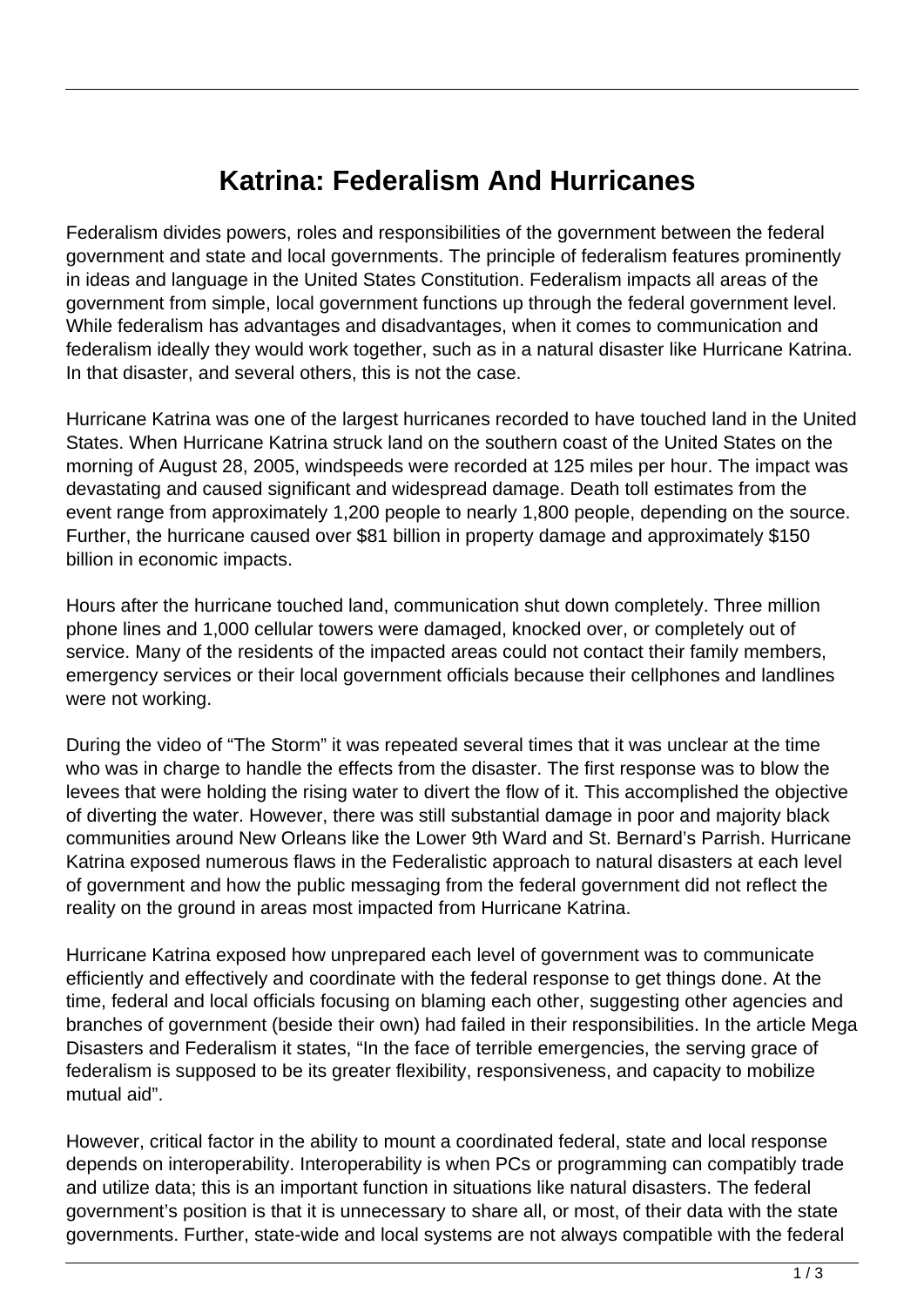# Katrina: Federalism And Hurricanes

Federalism divides powers, roles and responsibilities of the government between the federal government and state and local governments. The principle of federalism features prominently in ideas and language in the United States Constitution. Federalism impacts all areas of the government from simple, local government functions up through the federal government level. While federalism has advantages and disadvantages, when it comes to communication and federalism ideally they would work together, such as in a natural disaster like Hurricane Katrina. In that disaster, and several others, this is not the case.

Hurricane Katrina was one of the largest hurricanes recorded to have touched land in the United States. When Hurricane Katrina struck land on the southern coast of the United States on the morning of August 28, 2005, windspeeds were recorded at 125 miles per hour. The impact was devastating and caused significant and widespread damage. Death toll estimates from the event range from approximately 1,200 people to nearly 1,800 people, depending on the source. Further, the hurricane caused over $81 billion in property damage and approximately $150 billion in economic impacts.

Hours after the hurricane touched land, communication shut down completely. Three million phone lines and 1,000 cellular towers were damaged, knocked over, or completely out of service. Many of the residents of the impacted areas could not contact their family members, emergency services or their local government officials because their cellphones and landlines were not working.

During the video of “The Storm” it was repeated several times that it was unclear at the time who was in charge to handle the effects from the disaster. The first response was to blow the levees that were holding the rising water to divert the flow of it. This accomplished the objective of diverting the water. However, there was still substantial damage in poor and majority black communities around New Orleans like the Lower 9th Ward and St. Bernard’s Parrish. Hurricane Katrina exposed numerous flaws in the Federalistic approach to natural disasters at each level of government and how the public messaging from the federal government did not reflect the reality on the ground in areas most impacted from Hurricane Katrina.

Hurricane Katrina exposed how unprepared each level of government was to communicate efficiently and effectively and coordinate with the federal response to get things done. At the time, federal and local officials focusing on blaming each other, suggesting other agencies and branches of government (beside their own) had failed in their responsibilities. In the article Mega Disasters and Federalism it states, “In the face of terrible emergencies, the serving grace of federalism is supposed to be its greater flexibility, responsiveness, and capacity to mobilize mutual aid”.

However, critical factor in the ability to mount a coordinated federal, state and local response depends on interoperability. Interoperability is when PCs or programming can compatibly trade and utilize data; this is an important function in situations like natural disasters. The federal government’s position is that it is unnecessary to share all, or most, of their data with the state governments. Further, state-wide and local systems are not always compatible with the federal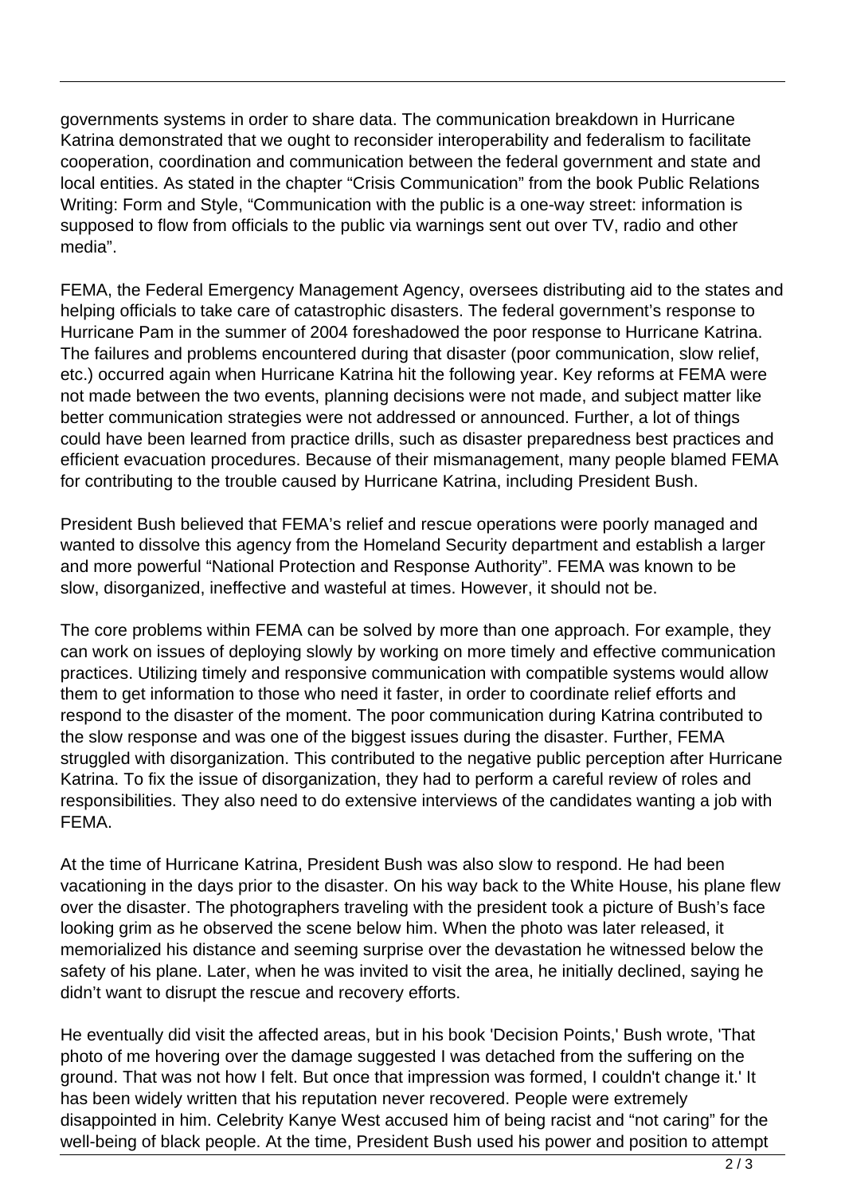governments systems in order to share data. The communication breakdown in Hurricane Katrina demonstrated that we ought to reconsider interoperability and federalism to facilitate cooperation, coordination and communication between the federal government and state and local entities. As stated in the chapter “Crisis Communication” from the book Public Relations Writing: Form and Style, “Communication with the public is a one-way street: information is supposed to flow from officials to the public via warnings sent out over TV, radio and other media”.

FEMA, the Federal Emergency Management Agency, oversees distributing aid to the states and helping officials to take care of catastrophic disasters. The federal government’s response to Hurricane Pam in the summer of 2004 foreshadowed the poor response to Hurricane Katrina. The failures and problems encountered during that disaster (poor communication, slow relief, etc.) occurred again when Hurricane Katrina hit the following year. Key reforms at FEMA were not made between the two events, planning decisions were not made, and subject matter like better communication strategies were not addressed or announced. Further, a lot of things could have been learned from practice drills, such as disaster preparedness best practices and efficient evacuation procedures. Because of their mismanagement, many people blamed FEMA for contributing to the trouble caused by Hurricane Katrina, including President Bush.

President Bush believed that FEMA’s relief and rescue operations were poorly managed and wanted to dissolve this agency from the Homeland Security department and establish a larger and more powerful “National Protection and Response Authority”. FEMA was known to be slow, disorganized, ineffective and wasteful at times. However, it should not be.

The core problems within FEMA can be solved by more than one approach. For example, they can work on issues of deploying slowly by working on more timely and effective communication practices. Utilizing timely and responsive communication with compatible systems would allow them to get information to those who need it faster, in order to coordinate relief efforts and respond to the disaster of the moment. The poor communication during Katrina contributed to the slow response and was one of the biggest issues during the disaster. Further, FEMA struggled with disorganization. This contributed to the negative public perception after Hurricane Katrina. To fix the issue of disorganization, they had to perform a careful review of roles and responsibilities. They also need to do extensive interviews of the candidates wanting a job with FEMA.

At the time of Hurricane Katrina, President Bush was also slow to respond. He had been vacationing in the days prior to the disaster. On his way back to the White House, his plane flew over the disaster. The photographers traveling with the president took a picture of Bush’s face looking grim as he observed the scene below him. When the photo was later released, it memorialized his distance and seeming surprise over the devastation he witnessed below the safety of his plane. Later, when he was invited to visit the area, he initially declined, saying he didn’t want to disrupt the rescue and recovery efforts.

He eventually did visit the affected areas, but in his book 'Decision Points,' Bush wrote, 'That photo of me hovering over the damage suggested I was detached from the suffering on the ground. That was not how I felt. But once that impression was formed, I couldn't change it.' It has been widely written that his reputation never recovered. People were extremely disappointed in him. Celebrity Kanye West accused him of being racist and “not caring” for the well-being of black people. At the time, President Bush used his power and position to attempt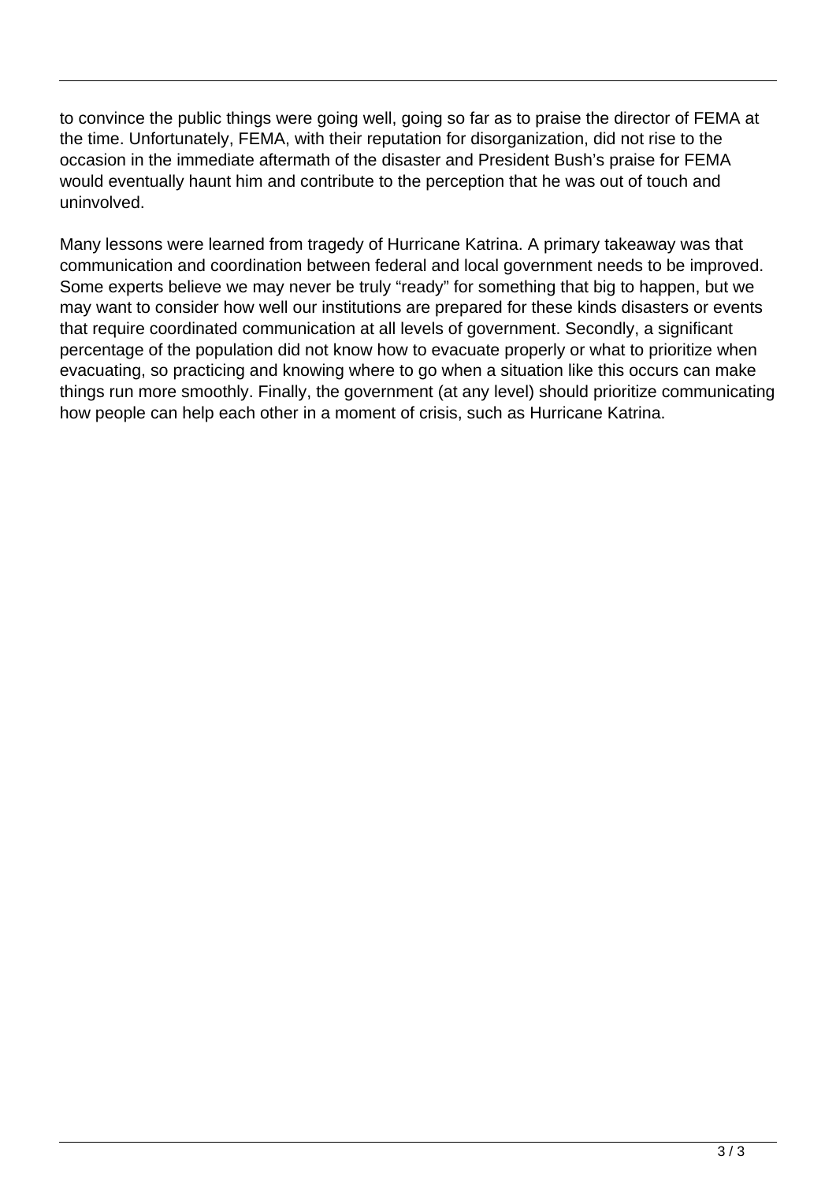to convince the public things were going well, going so far as to praise the director of FEMA at the time. Unfortunately, FEMA, with their reputation for disorganization, did not rise to the occasion in the immediate aftermath of the disaster and President Bush's praise for FEMA would eventually haunt him and contribute to the perception that he was out of touch and uninvolved.

Many lessons were learned from tragedy of Hurricane Katrina. A primary takeaway was that communication and coordination between federal and local government needs to be improved. Some experts believe we may never be truly "ready" for something that big to happen, but we may want to consider how well our institutions are prepared for these kinds disasters or events that require coordinated communication at all levels of government. Secondly, a significant percentage of the population did not know how to evacuate properly or what to prioritize when evacuating, so practicing and knowing where to go when a situation like this occurs can make things run more smoothly. Finally, the government (at any level) should prioritize communicating how people can help each other in a moment of crisis, such as Hurricane Katrina.